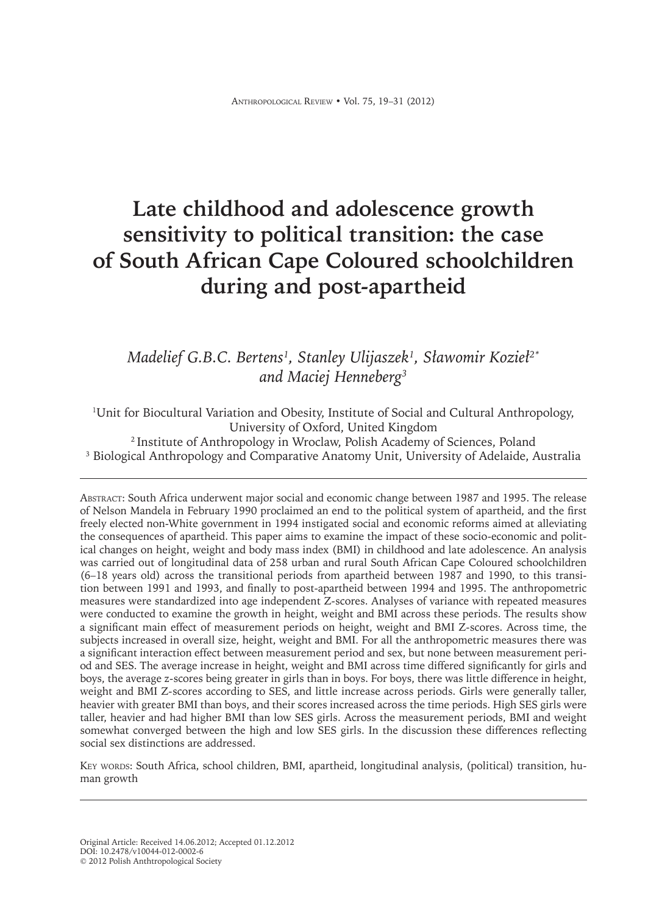# Late childhood and adolescence growth sensitivity to political transition: the case of South African Cape Coloured schoolchildren during and post-apartheid

*Madelief G.B.C. Bertens[1], Stanley Ulijaszek[1], Sławomir Kozieł[2*] and Maciej Henneberg[3]*

[1]Unit for Biocultural Variation and Obesity, Institute of Social and Cultural Anthropology, University of Oxford, United Kingdom
[2] Institute of Anthropology in Wroclaw, Polish Academy of Sciences, Poland
[3] Biological Anthropology and Comparative Anatomy Unit, University of Adelaide, Australia

---

Abstract: South Africa underwent major social and economic change between 1987 and 1995. The release of Nelson Mandela in February 1990 proclaimed an end to the political system of apartheid, and the first freely elected non-White government in 1994 instigated social and economic reforms aimed at alleviating the consequences of apartheid. This paper aims to examine the impact of these socio-economic and political changes on height, weight and body mass index (BMI) in childhood and late adolescence. An analysis was carried out of longitudinal data of 258 urban and rural South African Cape Coloured schoolchildren (6–18 years old) across the transitional periods from apartheid between 1987 and 1990, to this transition between 1991 and 1993, and finally to post-apartheid between 1994 and 1995. The anthropometric measures were standardized into age independent Z-scores. Analyses of variance with repeated measures were conducted to examine the growth in height, weight and BMI across these periods. The results show a significant main effect of measurement periods on height, weight and BMI Z-scores. Across time, the subjects increased in overall size, height, weight and BMI. For all the anthropometric measures there was a significant interaction effect between measurement period and sex, but none between measurement period and SES. The average increase in height, weight and BMI across time differed significantly for girls and boys, the average z-scores being greater in girls than in boys. For boys, there was little difference in height, weight and BMI Z-scores according to SES, and little increase across periods. Girls were generally taller, heavier with greater BMI than boys, and their scores increased across the time periods. High SES girls were taller, heavier and had higher BMI than low SES girls. Across the measurement periods, BMI and weight somewhat converged between the high and low SES girls. In the discussion these differences reflecting social sex distinctions are addressed.

Key words: South Africa, school children, BMI, apartheid, longitudinal analysis, (political) transition, human growth

---

Original Article: Received 14.06.2012; Accepted 01.12.2012
DOI: 10.2478/v10044-012-0002-6
© 2012 Polish Anthropological Society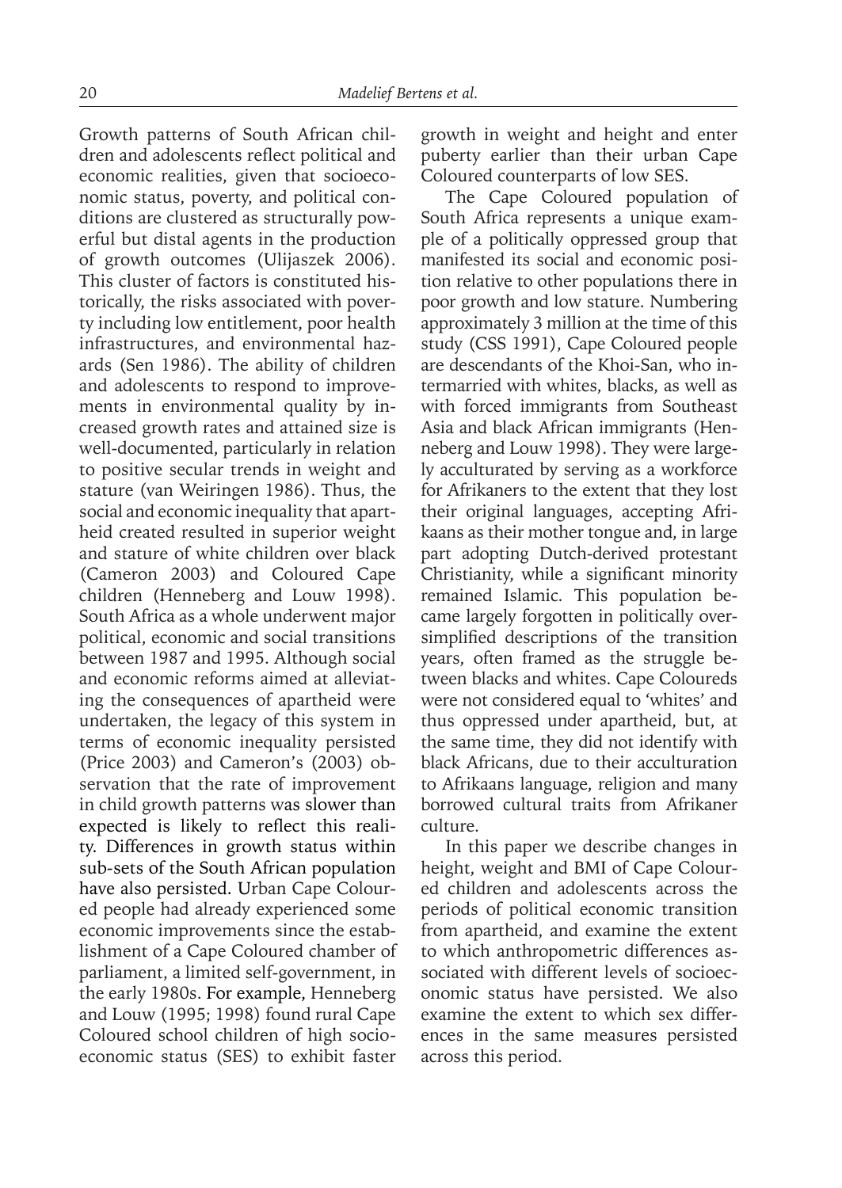Growth patterns of South African children and adolescents reflect political and economic realities, given that socioeconomic status, poverty, and political conditions are clustered as structurally powerful but distal agents in the production of growth outcomes (Ulijaszek 2006). This cluster of factors is constituted historically, the risks associated with poverty including low entitlement, poor health infrastructures, and environmental hazards (Sen 1986). The ability of children and adolescents to respond to improvements in environmental quality by increased growth rates and attained size is well-documented, particularly in relation to positive secular trends in weight and stature (van Weiringen 1986). Thus, the social and economic inequality that apartheid created resulted in superior weight and stature of white children over black (Cameron 2003) and Coloured Cape children (Henneberg and Louw 1998). South Africa as a whole underwent major political, economic and social transitions between 1987 and 1995. Although social and economic reforms aimed at alleviating the consequences of apartheid were undertaken, the legacy of this system in terms of economic inequality persisted (Price 2003) and Cameron's (2003) observation that the rate of improvement in child growth patterns was slower than expected is likely to reflect this reality. Differences in growth status within sub-sets of the South African population have also persisted. Urban Cape Coloured people had already experienced some economic improvements since the establishment of a Cape Coloured chamber of parliament, a limited self-government, in the early 1980s. For example, Henneberg and Louw (1995; 1998) found rural Cape Coloured school children of high socioeconomic status (SES) to exhibit faster growth in weight and height and enter puberty earlier than their urban Cape Coloured counterparts of low SES.

The Cape Coloured population of South Africa represents a unique example of a politically oppressed group that manifested its social and economic position relative to other populations there in poor growth and low stature. Numbering approximately 3 million at the time of this study (CSS 1991), Cape Coloured people are descendants of the Khoi-San, who intermarried with whites, blacks, as well as with forced immigrants from Southeast Asia and black African immigrants (Henneberg and Louw 1998). They were largely acculturated by serving as a workforce for Afrikaners to the extent that they lost their original languages, accepting Afrikaans as their mother tongue and, in large part adopting Dutch-derived protestant Christianity, while a significant minority remained Islamic. This population became largely forgotten in politically oversimplified descriptions of the transition years, often framed as the struggle between blacks and whites. Cape Coloureds were not considered equal to 'whites' and thus oppressed under apartheid, but, at the same time, they did not identify with black Africans, due to their acculturation to Afrikaans language, religion and many borrowed cultural traits from Afrikaner culture.

In this paper we describe changes in height, weight and BMI of Cape Coloured children and adolescents across the periods of political economic transition from apartheid, and examine the extent to which anthropometric differences associated with different levels of socioeconomic status have persisted. We also examine the extent to which sex differences in the same measures persisted across this period.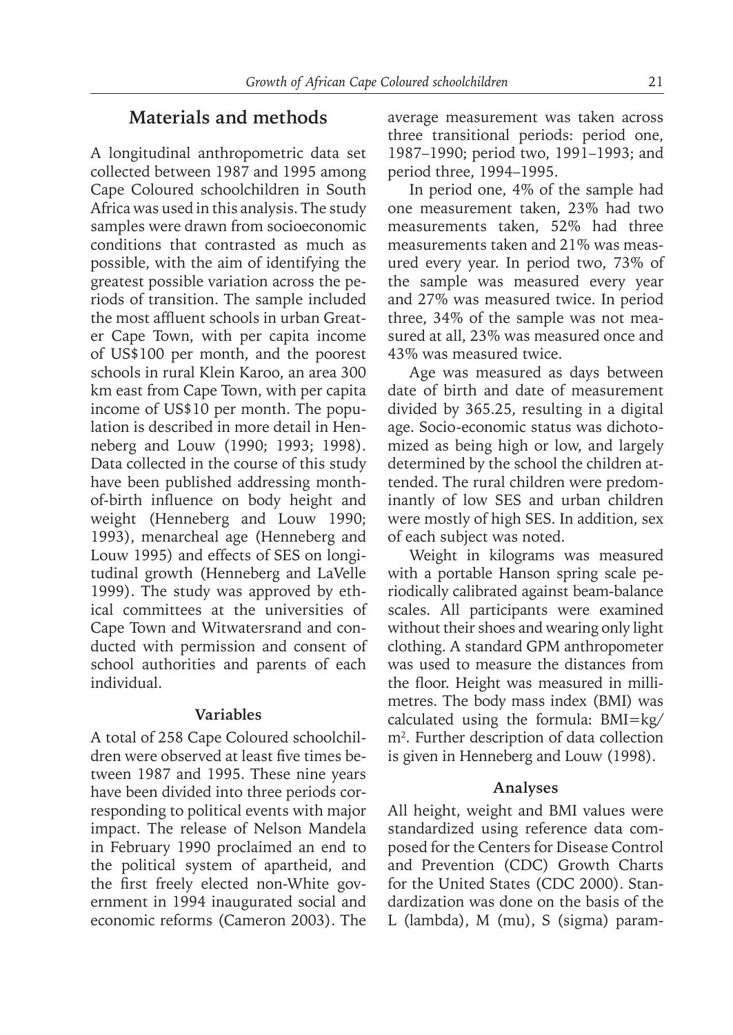## Materials and methods

A longitudinal anthropometric data set collected between 1987 and 1995 among Cape Coloured schoolchildren in South Africa was used in this analysis. The study samples were drawn from socioeconomic conditions that contrasted as much as possible, with the aim of identifying the greatest possible variation across the periods of transition. The sample included the most affluent schools in urban Greater Cape Town, with per capita income of US$100 per month, and the poorest schools in rural Klein Karoo, an area 300 km east from Cape Town, with per capita income of US$10 per month. The population is described in more detail in Henneberg and Louw (1990; 1993; 1998). Data collected in the course of this study have been published addressing month-of-birth influence on body height and weight (Henneberg and Louw 1990; 1993), menarcheal age (Henneberg and Louw 1995) and effects of SES on longitudinal growth (Henneberg and LaVelle 1999). The study was approved by ethical committees at the universities of Cape Town and Witwatersrand and conducted with permission and consent of school authorities and parents of each individual.

### Variables

A total of 258 Cape Coloured schoolchildren were observed at least five times between 1987 and 1995. These nine years have been divided into three periods corresponding to political events with major impact. The release of Nelson Mandela in February 1990 proclaimed an end to the political system of apartheid, and the first freely elected non-White government in 1994 inaugurated social and economic reforms (Cameron 2003). The average measurement was taken across three transitional periods: period one, 1987–1990; period two, 1991–1993; and period three, 1994–1995.

In period one, 4% of the sample had one measurement taken, 23% had two measurements taken, 52% had three measurements taken and 21% was measured every year. In period two, 73% of the sample was measured every year and 27% was measured twice. In period three, 34% of the sample was not measured at all, 23% was measured once and 43% was measured twice.

Age was measured as days between date of birth and date of measurement divided by 365.25, resulting in a digital age. Socio-economic status was dichotomized as being high or low, and largely determined by the school the children attended. The rural children were predominantly of low SES and urban children were mostly of high SES. In addition, sex of each subject was noted.

Weight in kilograms was measured with a portable Hanson spring scale periodically calibrated against beam-balance scales. All participants were examined without their shoes and wearing only light clothing. A standard GPM anthropometer was used to measure the distances from the floor. Height was measured in millimetres. The body mass index (BMI) was calculated using the formula: $BMI = kg/m^2$. Further description of data collection is given in Henneberg and Louw (1998).

### Analyses

All height, weight and BMI values were standardized using reference data composed for the Centers for Disease Control and Prevention (CDC) Growth Charts for the United States (CDC 2000). Standardization was done on the basis of the L (lambda), M (mu), S (sigma) param-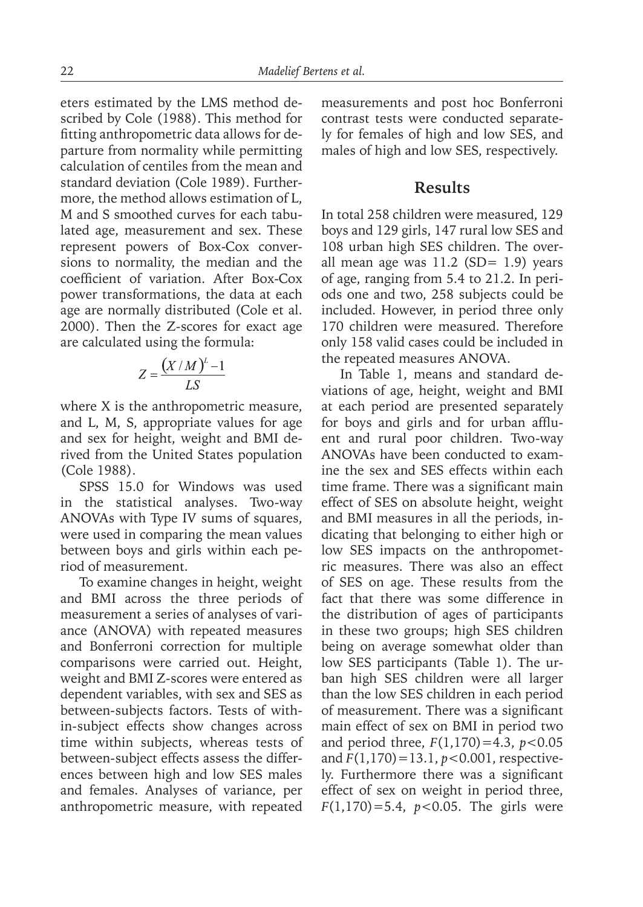eters estimated by the LMS method described by Cole (1988). This method for fitting anthropometric data allows for departure from normality while permitting calculation of centiles from the mean and standard deviation (Cole 1989). Furthermore, the method allows estimation of L, M and S smoothed curves for each tabulated age, measurement and sex. These represent powers of Box-Cox conversions to normality, the median and the coefficient of variation. After Box-Cox power transformations, the data at each age are normally distributed (Cole et al. 2000). Then the Z-scores for exact age are calculated using the formula:

$$Z = \frac{(X/M)^L - 1}{LS}$$

where X is the anthropometric measure, and L, M, S, appropriate values for age and sex for height, weight and BMI derived from the United States population (Cole 1988).

SPSS 15.0 for Windows was used in the statistical analyses. Two-way ANOVAs with Type IV sums of squares, were used in comparing the mean values between boys and girls within each period of measurement.

To examine changes in height, weight and BMI across the three periods of measurement a series of analyses of variance (ANOVA) with repeated measures and Bonferroni correction for multiple comparisons were carried out. Height, weight and BMI Z-scores were entered as dependent variables, with sex and SES as between-subjects factors. Tests of within-subject effects show changes across time within subjects, whereas tests of between-subject effects assess the differences between high and low SES males and females. Analyses of variance, per anthropometric measure, with repeated measurements and post hoc Bonferroni contrast tests were conducted separately for females of high and low SES, and males of high and low SES, respectively.

## Results

In total 258 children were measured, 129 boys and 129 girls, 147 rural low SES and 108 urban high SES children. The overall mean age was 11.2 (SD= 1.9) years of age, ranging from 5.4 to 21.2. In periods one and two, 258 subjects could be included. However, in period three only 170 children were measured. Therefore only 158 valid cases could be included in the repeated measures ANOVA.

In Table 1, means and standard deviations of age, height, weight and BMI at each period are presented separately for boys and girls and for urban affluent and rural poor children. Two-way ANOVAs have been conducted to examine the sex and SES effects within each time frame. There was a significant main effect of SES on absolute height, weight and BMI measures in all the periods, indicating that belonging to either high or low SES impacts on the anthropometric measures. There was also an effect of SES on age. These results from the fact that there was some difference in the distribution of ages of participants in these two groups; high SES children being on average somewhat older than low SES participants (Table 1). The urban high SES children were all larger than the low SES children in each period of measurement. There was a significant main effect of sex on BMI in period two and period three, $F(1,170)=4.3$, $p<0.05$ and $F(1,170)=13.1$, $p<0.001$, respectively. Furthermore there was a significant effect of sex on weight in period three, $F(1,170)=5.4$, $p<0.05$. The girls were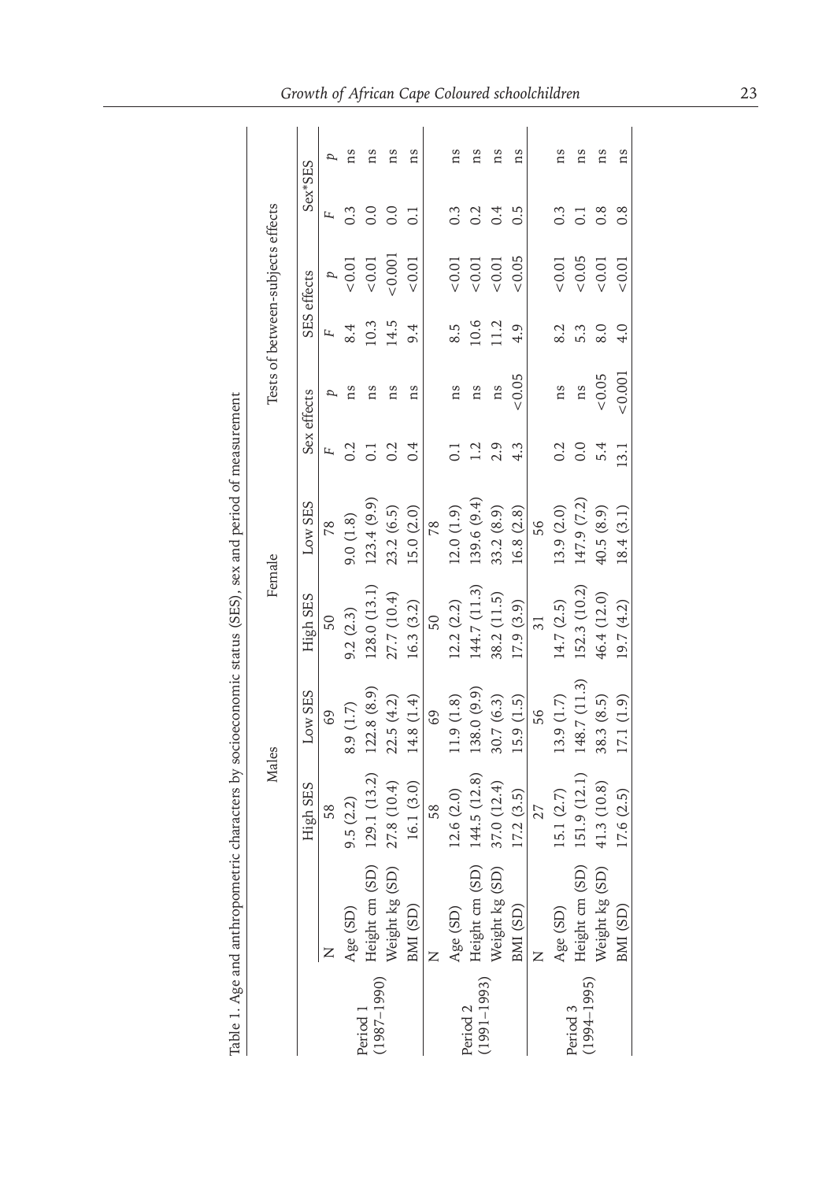Table 1. Age and anthropometric characters by socioeconomic status (SES), sex and period of measurement

| | | Males | | Female | | Tests of between-subjects effects | | | | | |
|---|---|---|---|---|---|---|---|---|---|---|---|
| | | | | | | Sex effects | | SES effects | | Sex*SES | |
| | | High SES | Low SES | High SES | Low SES | *F* | *p* | *F* | *p* | *F* | *p* |
| Period 1 (1987–1990) | N | 58 | 69 | 50 | 78 | | | | | | |
| | Age (SD) | 9.5 (2.2) | 8.9 (1.7) | 9.2 (2.3) | 9.0 (1.8) | 0.2 | ns | 8.4 | <0.01 | 0.3 | ns |
| | Height cm (SD) | 129.1 (13.2) | 122.8 (8.9) | 128.0 (13.1) | 123.4 (9.9) | 0.1 | ns | 10.3 | <0.01 | 0.0 | ns |
| | Weight kg (SD) | 27.8 (10.4) | 22.5 (4.2) | 27.7 (10.4) | 23.2 (6.5) | 0.2 | ns | 14.5 | <0.001 | 0.0 | ns |
| | BMI (SD) | 16.1 (3.0) | 14.8 (1.4) | 16.3 (3.2) | 15.0 (2.0) | 0.4 | ns | 9.4 | <0.01 | 0.1 | ns |
| Period 2 (1991–1993) | N | 58 | 69 | 50 | 78 | | | | | | |
| | Age (SD) | 12.6 (2.0) | 11.9 (1.8) | 12.2 (2.2) | 12.0 (1.9) | 0.1 | ns | 8.5 | <0.01 | 0.3 | ns |
| | Height cm (SD) | 144.5 (12.8) | 138.0 (9.9) | 144.7 (11.3) | 139.6 (9.4) | 1.2 | ns | 10.6 | <0.01 | 0.2 | ns |
| | Weight kg (SD) | 37.0 (12.4) | 30.7 (6.3) | 38.2 (11.5) | 33.2 (8.9) | 2.9 | ns | 11.2 | <0.01 | 0.4 | ns |
| | BMI (SD) | 17.2 (3.5) | 15.9 (1.5) | 17.9 (3.9) | 16.8 (2.8) | 4.3 | <0.05 | 4.9 | <0.05 | 0.5 | ns |
| Period 3 (1994–1995) | N | 27 | 56 | 31 | 56 | | | | | | |
| | Age (SD) | 15.1 (2.7) | 13.9 (1.7) | 14.7 (2.5) | 13.9 (2.0) | 0.2 | ns | 8.2 | <0.01 | 0.3 | ns |
| | Height cm (SD) | 151.9 (12.1) | 148.7 (11.3) | 152.3 (10.2) | 147.9 (7.2) | 0.0 | ns | 5.3 | <0.05 | 0.1 | ns |
| | Weight kg (SD) | 41.3 (10.8) | 38.3 (8.5) | 46.4 (12.0) | 40.5 (8.9) | 5.4 | <0.05 | 8.0 | <0.01 | 0.8 | ns |
| | BMI (SD) | 17.6 (2.5) | 17.1 (1.9) | 19.7 (4.2) | 18.4 (3.1) | 13.1 | <0.001 | 4.0 | <0.01 | 0.8 | ns |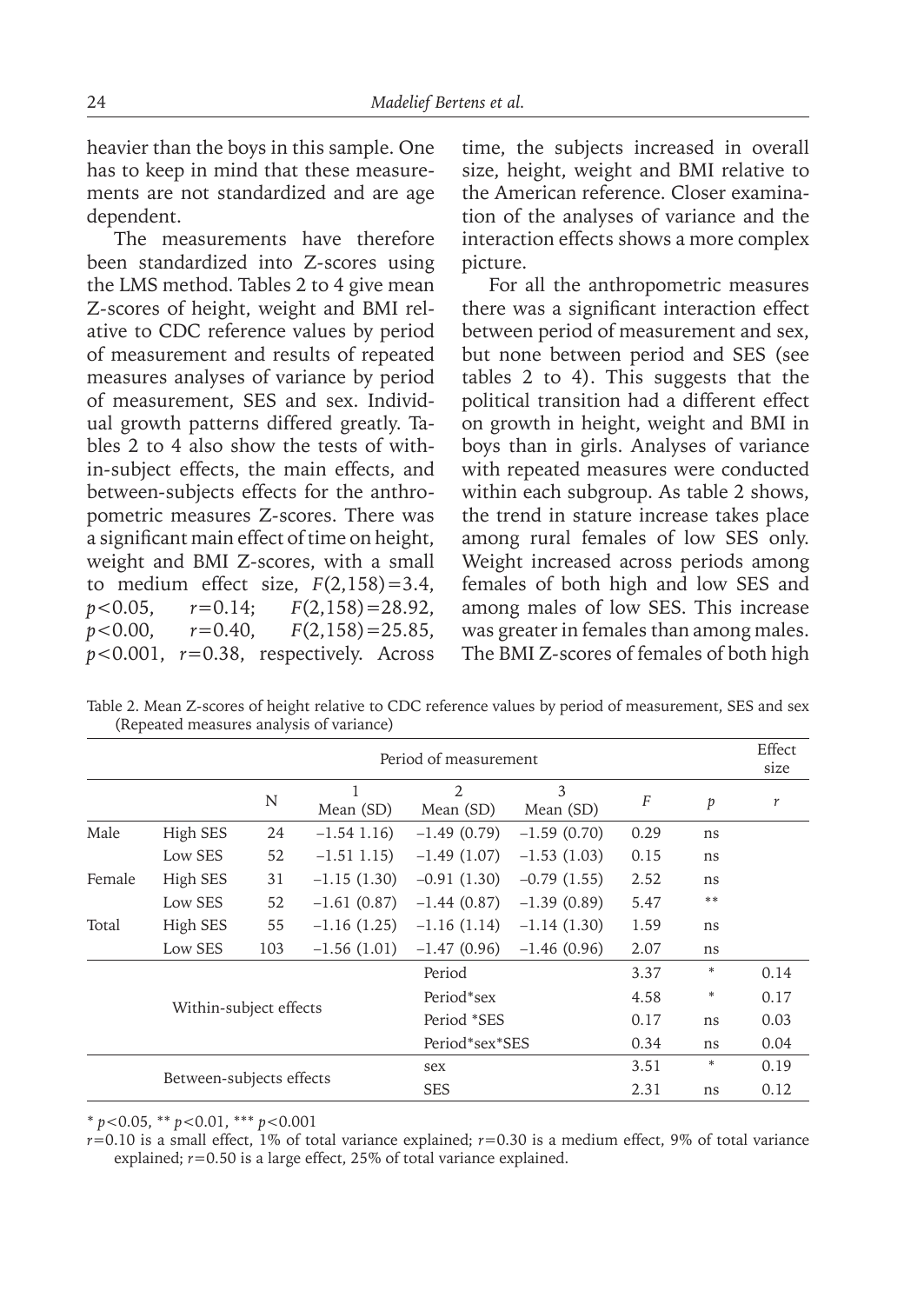heavier than the boys in this sample. One has to keep in mind that these measurements are not standardized and are age dependent.

The measurements have therefore been standardized into Z-scores using the LMS method. Tables 2 to 4 give mean Z-scores of height, weight and BMI relative to CDC reference values by period of measurement and results of repeated measures analyses of variance by period of measurement, SES and sex. Individual growth patterns differed greatly. Tables 2 to 4 also show the tests of within-subject effects, the main effects, and between-subjects effects for the anthropometric measures Z-scores. There was a significant main effect of time on height, weight and BMI Z-scores, with a small to medium effect size, $F(2,158)=3.4$, $p<0.05$, $r=0.14$; $F(2,158)=28.92$, $p<0.00$, $r=0.40$, $F(2,158)=25.85$, $p<0.001$, $r=0.38$, respectively. Across time, the subjects increased in overall size, height, weight and BMI relative to the American reference. Closer examination of the analyses of variance and the interaction effects shows a more complex picture.

For all the anthropometric measures there was a significant interaction effect between period of measurement and sex, but none between period and SES (see tables 2 to 4). This suggests that the political transition had a different effect on growth in height, weight and BMI in boys than in girls. Analyses of variance with repeated measures were conducted within each subgroup. As table 2 shows, the trend in stature increase takes place among rural females of low SES only. Weight increased across periods among females of both high and low SES and among males of low SES. This increase was greater in females than among males. The BMI Z-scores of females of both high

Table 2. Mean Z-scores of height relative to CDC reference values by period of measurement, SES and sex (Repeated measures analysis of variance)

| | | Period of measurement | | | | | | Effect size |
|---|---|---|---|---|---|---|---|---|
| | | N | 1<br>Mean (SD) | 2<br>Mean (SD) | 3<br>Mean (SD) | *F* | *p* | *r* |
| Male | High SES | 24 | –1.54 1.16) | –1.49 (0.79) | –1.59 (0.70) | 0.29 | ns | |
| | Low SES | 52 | –1.51 1.15) | –1.49 (1.07) | –1.53 (1.03) | 0.15 | ns | |
| Female | High SES | 31 | –1.15 (1.30) | –0.91 (1.30) | –0.79 (1.55) | 2.52 | ns | |
| | Low SES | 52 | –1.61 (0.87) | –1.44 (0.87) | –1.39 (0.89) | 5.47 | ** | |
| Total | High SES | 55 | –1.16 (1.25) | –1.16 (1.14) | –1.14 (1.30) | 1.59 | ns | |
| | Low SES | 103 | –1.56 (1.01) | –1.47 (0.96) | –1.46 (0.96) | 2.07 | ns | |
| Within-subject effects | | | | Period | | 3.37 | * | 0.14 |
| | | | | Period*sex | | 4.58 | * | 0.17 |
| | | | | Period *SES | | 0.17 | ns | 0.03 |
| | | | | Period*sex*SES | | 0.34 | ns | 0.04 |
| Between-subjects effects | | | | sex | | 3.51 | * | 0.19 |
| | | | | SES | | 2.31 | ns | 0.12 |

* $p<0.05$, ** $p<0.01$, *** $p<0.001$

$r=0.10$ is a small effect, 1% of total variance explained; $r=0.30$ is a medium effect, 9% of total variance explained; $r=0.50$ is a large effect, 25% of total variance explained.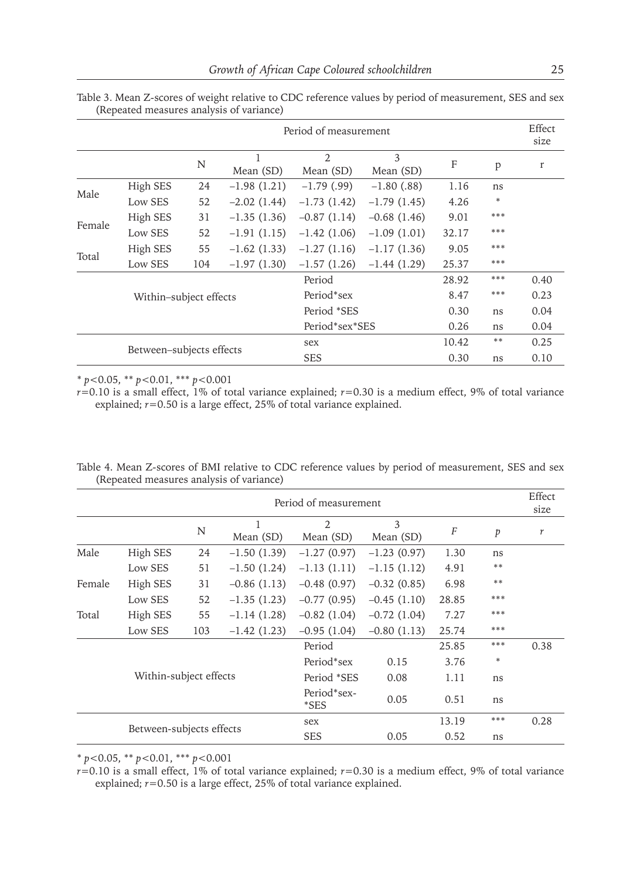Table 3. Mean Z-scores of weight relative to CDC reference values by period of measurement, SES and sex (Repeated measures analysis of variance)

| | | | Period of measurement | | | | | Effect size |
|---|---|---|---|---|---|---|---|---|
| | | N | 1 Mean (SD) | 2 Mean (SD) | 3 Mean (SD) | F | p | r |
| Male | High SES | 24 | −1.98 (1.21) | −1.79 (.99) | −1.80 (.88) | 1.16 | ns | |
| | Low SES | 52 | −2.02 (1.44) | −1.73 (1.42) | −1.79 (1.45) | 4.26 | * | |
| Female | High SES | 31 | −1.35 (1.36) | −0.87 (1.14) | −0.68 (1.46) | 9.01 | *** | |
| | Low SES | 52 | −1.91 (1.15) | −1.42 (1.06) | −1.09 (1.01) | 32.17 | *** | |
| Total | High SES | 55 | −1.62 (1.33) | −1.27 (1.16) | −1.17 (1.36) | 9.05 | *** | |
| | Low SES | 104 | −1.97 (1.30) | −1.57 (1.26) | −1.44 (1.29) | 25.37 | *** | |
| Within–subject effects | | | | Period | | 28.92 | *** | 0.40 |
| | | | | Period*sex | | 8.47 | *** | 0.23 |
| | | | | Period *SES | | 0.30 | ns | 0.04 |
| | | | | Period*sex*SES | | 0.26 | ns | 0.04 |
| Between–subjects effects | | | | sex | | 10.42 | ** | 0.25 |
| | | | | SES | | 0.30 | ns | 0.10 |

* $p<0.05$, ** $p<0.01$, *** $p<0.001$

$r=0.10$ is a small effect, 1% of total variance explained; $r=0.30$ is a medium effect, 9% of total variance explained; $r=0.50$ is a large effect, 25% of total variance explained.

Table 4. Mean Z-scores of BMI relative to CDC reference values by period of measurement, SES and sex (Repeated measures analysis of variance)

| | | | Period of measurement | | | | | Effect size |
|---|---|---|---|---|---|---|---|---|
| | | N | 1 Mean (SD) | 2 Mean (SD) | 3 Mean (SD) | *F* | *p* | *r* |
| Male | High SES | 24 | −1.50 (1.39) | −1.27 (0.97) | −1.23 (0.97) | 1.30 | ns | |
| | Low SES | 51 | −1.50 (1.24) | −1.13 (1.11) | −1.15 (1.12) | 4.91 | ** | |
| Female | High SES | 31 | −0.86 (1.13) | −0.48 (0.97) | −0.32 (0.85) | 6.98 | ** | |
| | Low SES | 52 | −1.35 (1.23) | −0.77 (0.95) | −0.45 (1.10) | 28.85 | *** | |
| Total | High SES | 55 | −1.14 (1.28) | −0.82 (1.04) | −0.72 (1.04) | 7.27 | *** | |
| | Low SES | 103 | −1.42 (1.23) | −0.95 (1.04) | −0.80 (1.13) | 25.74 | *** | |
| Within-subject effects | | | | Period | | 25.85 | *** | 0.38 |
| | | | | Period*sex | 0.15 | 3.76 | * | |
| | | | | Period *SES | 0.08 | 1.11 | ns | |
| | | | | Period*sex-*SES | 0.05 | 0.51 | ns | |
| Between-subjects effects | | | | sex | | 13.19 | *** | 0.28 |
| | | | | SES | 0.05 | 0.52 | ns | |

* $p<0.05$, ** $p<0.01$, *** $p<0.001$

$r=0.10$ is a small effect, 1% of total variance explained; $r=0.30$ is a medium effect, 9% of total variance explained; $r=0.50$ is a large effect, 25% of total variance explained.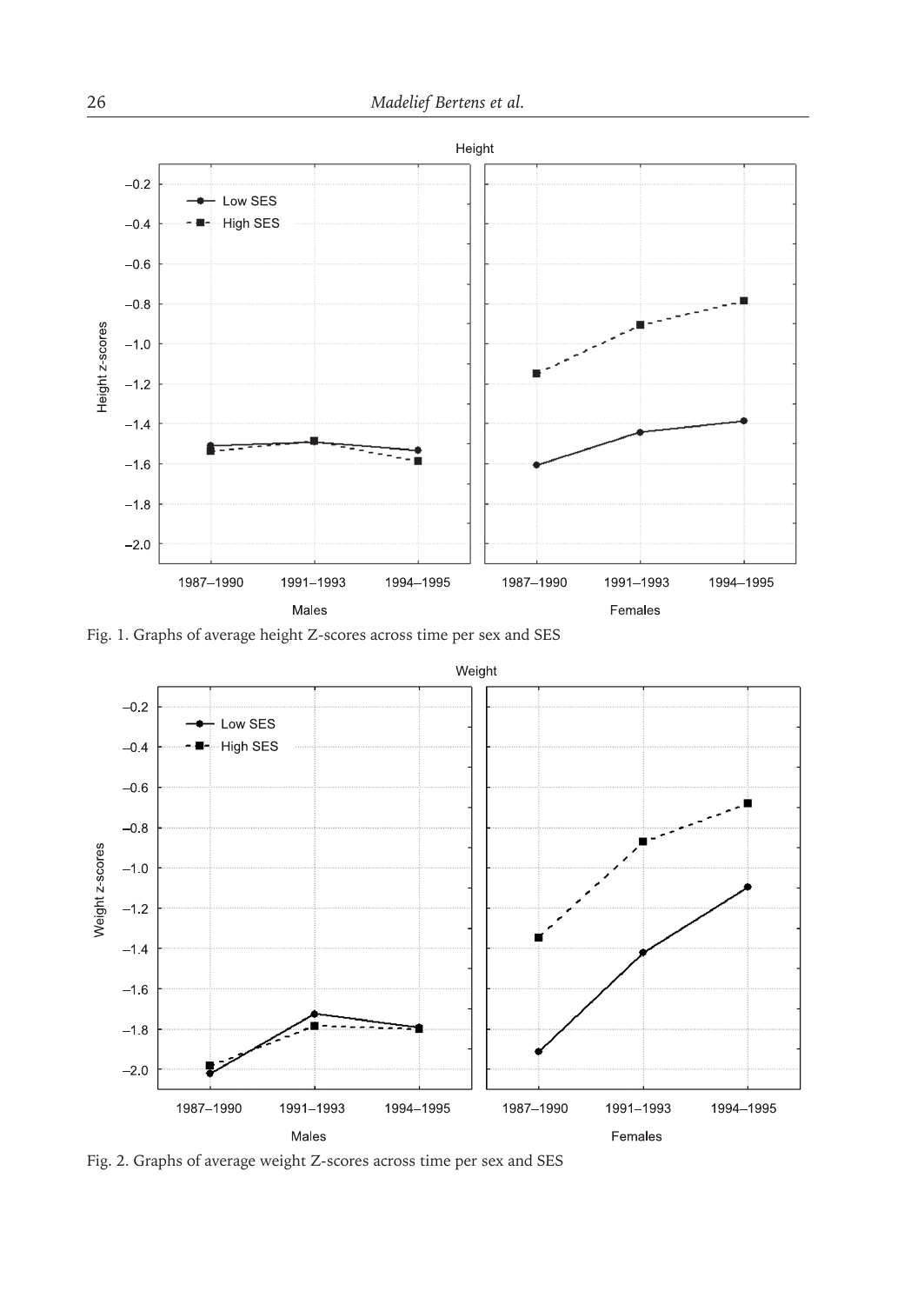Fig. 1. Graphs of average height Z-scores across time per sex and SES

Fig. 2. Graphs of average weight Z-scores across time per sex and SES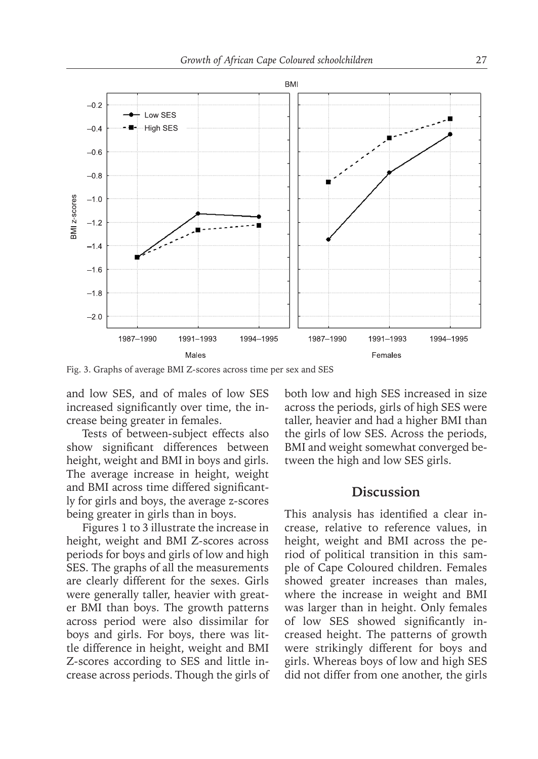Fig. 3. Graphs of average BMI Z-scores across time per sex and SES

and low SES, and of males of low SES increased significantly over time, the increase being greater in females.

Tests of between-subject effects also show significant differences between height, weight and BMI in boys and girls. The average increase in height, weight and BMI across time differed significantly for girls and boys, the average z-scores being greater in girls than in boys.

Figures 1 to 3 illustrate the increase in height, weight and BMI Z-scores across periods for boys and girls of low and high SES. The graphs of all the measurements are clearly different for the sexes. Girls were generally taller, heavier with greater BMI than boys. The growth patterns across period were also dissimilar for boys and girls. For boys, there was little difference in height, weight and BMI Z-scores according to SES and little increase across periods. Though the girls of both low and high SES increased in size across the periods, girls of high SES were taller, heavier and had a higher BMI than the girls of low SES. Across the periods, BMI and weight somewhat converged between the high and low SES girls.

## Discussion

This analysis has identified a clear increase, relative to reference values, in height, weight and BMI across the period of political transition in this sample of Cape Coloured children. Females showed greater increases than males, where the increase in weight and BMI was larger than in height. Only females of low SES showed significantly increased height. The patterns of growth were strikingly different for boys and girls. Whereas boys of low and high SES did not differ from one another, the girls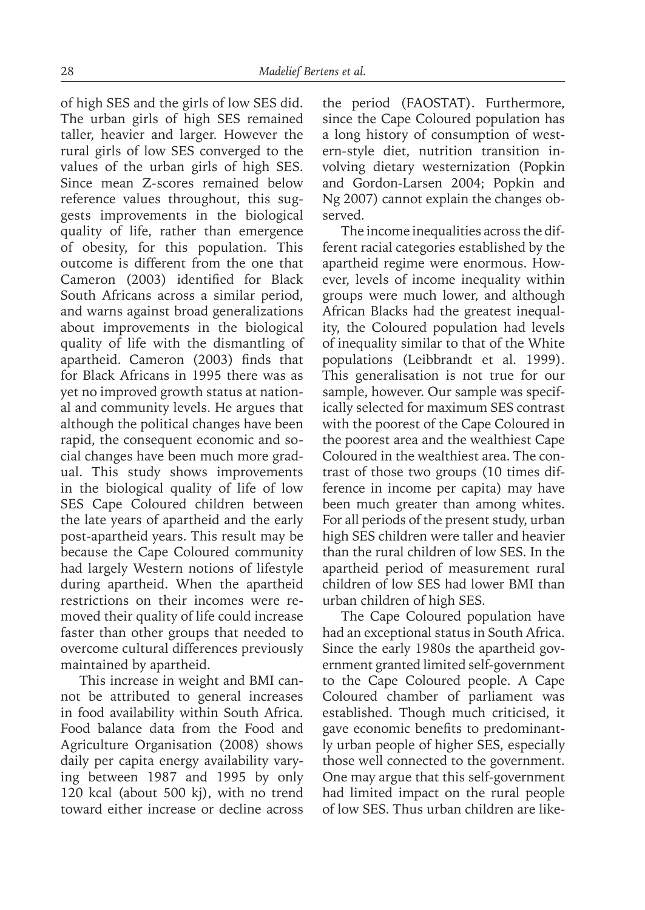of high SES and the girls of low SES did. The urban girls of high SES remained taller, heavier and larger. However the rural girls of low SES converged to the values of the urban girls of high SES. Since mean Z-scores remained below reference values throughout, this suggests improvements in the biological quality of life, rather than emergence of obesity, for this population. This outcome is different from the one that Cameron (2003) identified for Black South Africans across a similar period, and warns against broad generalizations about improvements in the biological quality of life with the dismantling of apartheid. Cameron (2003) finds that for Black Africans in 1995 there was as yet no improved growth status at national and community levels. He argues that although the political changes have been rapid, the consequent economic and social changes have been much more gradual. This study shows improvements in the biological quality of life of low SES Cape Coloured children between the late years of apartheid and the early post-apartheid years. This result may be because the Cape Coloured community had largely Western notions of lifestyle during apartheid. When the apartheid restrictions on their incomes were removed their quality of life could increase faster than other groups that needed to overcome cultural differences previously maintained by apartheid.

This increase in weight and BMI cannot be attributed to general increases in food availability within South Africa. Food balance data from the Food and Agriculture Organisation (2008) shows daily per capita energy availability varying between 1987 and 1995 by only 120 kcal (about 500 kj), with no trend toward either increase or decline across the period (FAOSTAT). Furthermore, since the Cape Coloured population has a long history of consumption of western-style diet, nutrition transition involving dietary westernization (Popkin and Gordon-Larsen 2004; Popkin and Ng 2007) cannot explain the changes observed.

The income inequalities across the different racial categories established by the apartheid regime were enormous. However, levels of income inequality within groups were much lower, and although African Blacks had the greatest inequality, the Coloured population had levels of inequality similar to that of the White populations (Leibbrandt et al. 1999). This generalisation is not true for our sample, however. Our sample was specifically selected for maximum SES contrast with the poorest of the Cape Coloured in the poorest area and the wealthiest Cape Coloured in the wealthiest area. The contrast of those two groups (10 times difference in income per capita) may have been much greater than among whites. For all periods of the present study, urban high SES children were taller and heavier than the rural children of low SES. In the apartheid period of measurement rural children of low SES had lower BMI than urban children of high SES.

The Cape Coloured population have had an exceptional status in South Africa. Since the early 1980s the apartheid government granted limited self-government to the Cape Coloured people. A Cape Coloured chamber of parliament was established. Though much criticised, it gave economic benefits to predominantly urban people of higher SES, especially those well connected to the government. One may argue that this self-government had limited impact on the rural people of low SES. Thus urban children are like-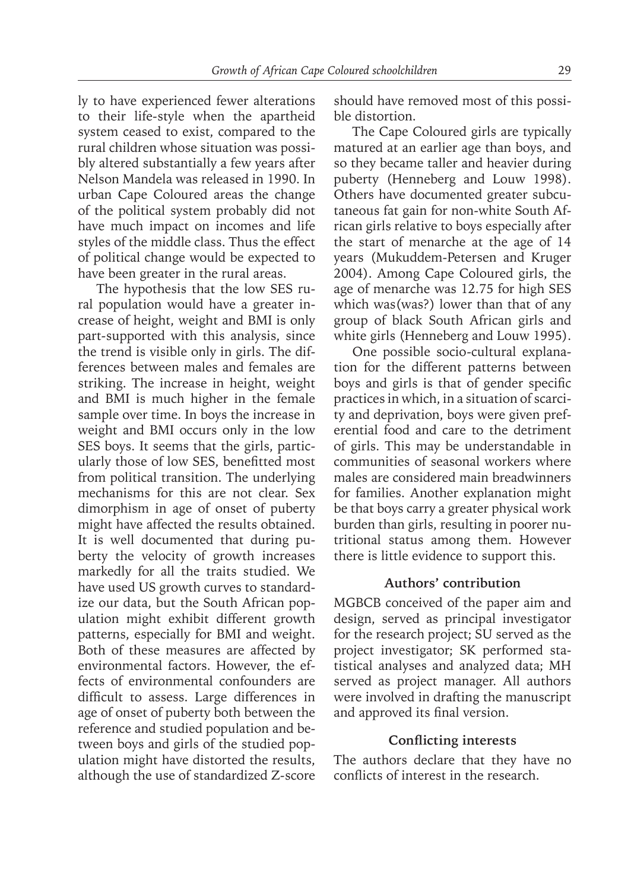ly to have experienced fewer alterations to their life-style when the apartheid system ceased to exist, compared to the rural children whose situation was possibly altered substantially a few years after Nelson Mandela was released in 1990. In urban Cape Coloured areas the change of the political system probably did not have much impact on incomes and life styles of the middle class. Thus the effect of political change would be expected to have been greater in the rural areas.

The hypothesis that the low SES rural population would have a greater increase of height, weight and BMI is only part-supported with this analysis, since the trend is visible only in girls. The differences between males and females are striking. The increase in height, weight and BMI is much higher in the female sample over time. In boys the increase in weight and BMI occurs only in the low SES boys. It seems that the girls, particularly those of low SES, benefitted most from political transition. The underlying mechanisms for this are not clear. Sex dimorphism in age of onset of puberty might have affected the results obtained. It is well documented that during puberty the velocity of growth increases markedly for all the traits studied. We have used US growth curves to standardize our data, but the South African population might exhibit different growth patterns, especially for BMI and weight. Both of these measures are affected by environmental factors. However, the effects of environmental confounders are difficult to assess. Large differences in age of onset of puberty both between the reference and studied population and between boys and girls of the studied population might have distorted the results, although the use of standardized Z-score should have removed most of this possible distortion.

The Cape Coloured girls are typically matured at an earlier age than boys, and so they became taller and heavier during puberty (Henneberg and Louw 1998). Others have documented greater subcutaneous fat gain for non-white South African girls relative to boys especially after the start of menarche at the age of 14 years (Mukuddem-Petersen and Kruger 2004). Among Cape Coloured girls, the age of menarche was 12.75 for high SES which was(was?) lower than that of any group of black South African girls and white girls (Henneberg and Louw 1995).

One possible socio-cultural explanation for the different patterns between boys and girls is that of gender specific practices in which, in a situation of scarcity and deprivation, boys were given preferential food and care to the detriment of girls. This may be understandable in communities of seasonal workers where males are considered main breadwinners for families. Another explanation might be that boys carry a greater physical work burden than girls, resulting in poorer nutritional status among them. However there is little evidence to support this.

### Authors' contribution

MGBCB conceived of the paper aim and design, served as principal investigator for the research project; SU served as the project investigator; SK performed statistical analyses and analyzed data; MH served as project manager. All authors were involved in drafting the manuscript and approved its final version.

### Conflicting interests

The authors declare that they have no conflicts of interest in the research.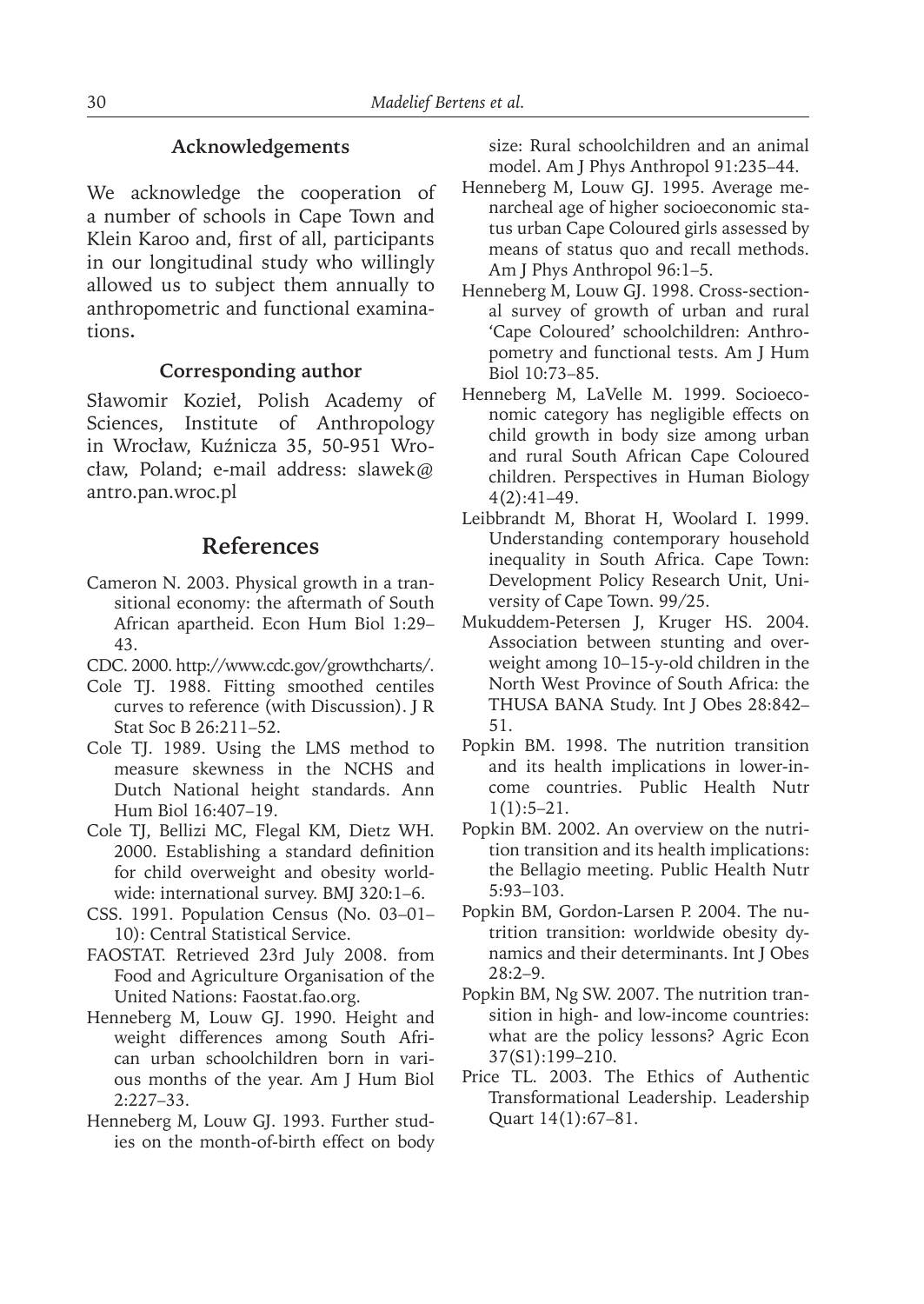## Acknowledgements

We acknowledge the cooperation of a number of schools in Cape Town and Klein Karoo and, first of all, participants in our longitudinal study who willingly allowed us to subject them annually to anthropometric and functional examinations**.**

## Corresponding author

Sławomir Kozieł, Polish Academy of Sciences, Institute of Anthropology in Wrocław, Kuźnicza 35, 50-951 Wrocław, Poland; e-mail address: slawek@antro.pan.wroc.pl

# References

Cameron N. 2003. Physical growth in a transitional economy: the aftermath of South African apartheid. Econ Hum Biol 1:29–43.

CDC. 2000. http://www.cdc.gov/growthcharts/.

Cole TJ. 1988. Fitting smoothed centiles curves to reference (with Discussion). J R Stat Soc B 26:211–52.

Cole TJ. 1989. Using the LMS method to measure skewness in the NCHS and Dutch National height standards. Ann Hum Biol 16:407–19.

Cole TJ, Bellizi MC, Flegal KM, Dietz WH. 2000. Establishing a standard definition for child overweight and obesity worldwide: international survey. BMJ 320:1–6.

CSS. 1991. Population Census (No. 03–01–10): Central Statistical Service.

FAOSTAT. Retrieved 23rd July 2008. from Food and Agriculture Organisation of the United Nations: Faostat.fao.org.

Henneberg M, Louw GJ. 1990. Height and weight differences among South African urban schoolchildren born in various months of the year. Am J Hum Biol 2:227–33.

Henneberg M, Louw GJ. 1993. Further studies on the month-of-birth effect on body size: Rural schoolchildren and an animal model. Am J Phys Anthropol 91:235–44.

Henneberg M, Louw GJ. 1995. Average menarcheal age of higher socioeconomic status urban Cape Coloured girls assessed by means of status quo and recall methods. Am J Phys Anthropol 96:1–5.

Henneberg M, Louw GJ. 1998. Cross-sectional survey of growth of urban and rural 'Cape Coloured' schoolchildren: Anthropometry and functional tests. Am J Hum Biol 10:73–85.

Henneberg M, LaVelle M. 1999. Socioeconomic category has negligible effects on child growth in body size among urban and rural South African Cape Coloured children. Perspectives in Human Biology 4(2):41–49.

Leibbrandt M, Bhorat H, Woolard I. 1999. Understanding contemporary household inequality in South Africa. Cape Town: Development Policy Research Unit, University of Cape Town. 99/25.

Mukuddem-Petersen J, Kruger HS. 2004. Association between stunting and overweight among 10–15-y-old children in the North West Province of South Africa: the THUSA BANA Study. Int J Obes 28:842–51.

Popkin BM. 1998. The nutrition transition and its health implications in lower-income countries. Public Health Nutr 1(1):5–21.

Popkin BM. 2002. An overview on the nutrition transition and its health implications: the Bellagio meeting. Public Health Nutr 5:93–103.

Popkin BM, Gordon-Larsen P. 2004. The nutrition transition: worldwide obesity dynamics and their determinants. Int J Obes 28:2–9.

Popkin BM, Ng SW. 2007. The nutrition transition in high- and low-income countries: what are the policy lessons? Agric Econ 37(S1):199–210.

Price TL. 2003. The Ethics of Authentic Transformational Leadership. Leadership Quart 14(1):67–81.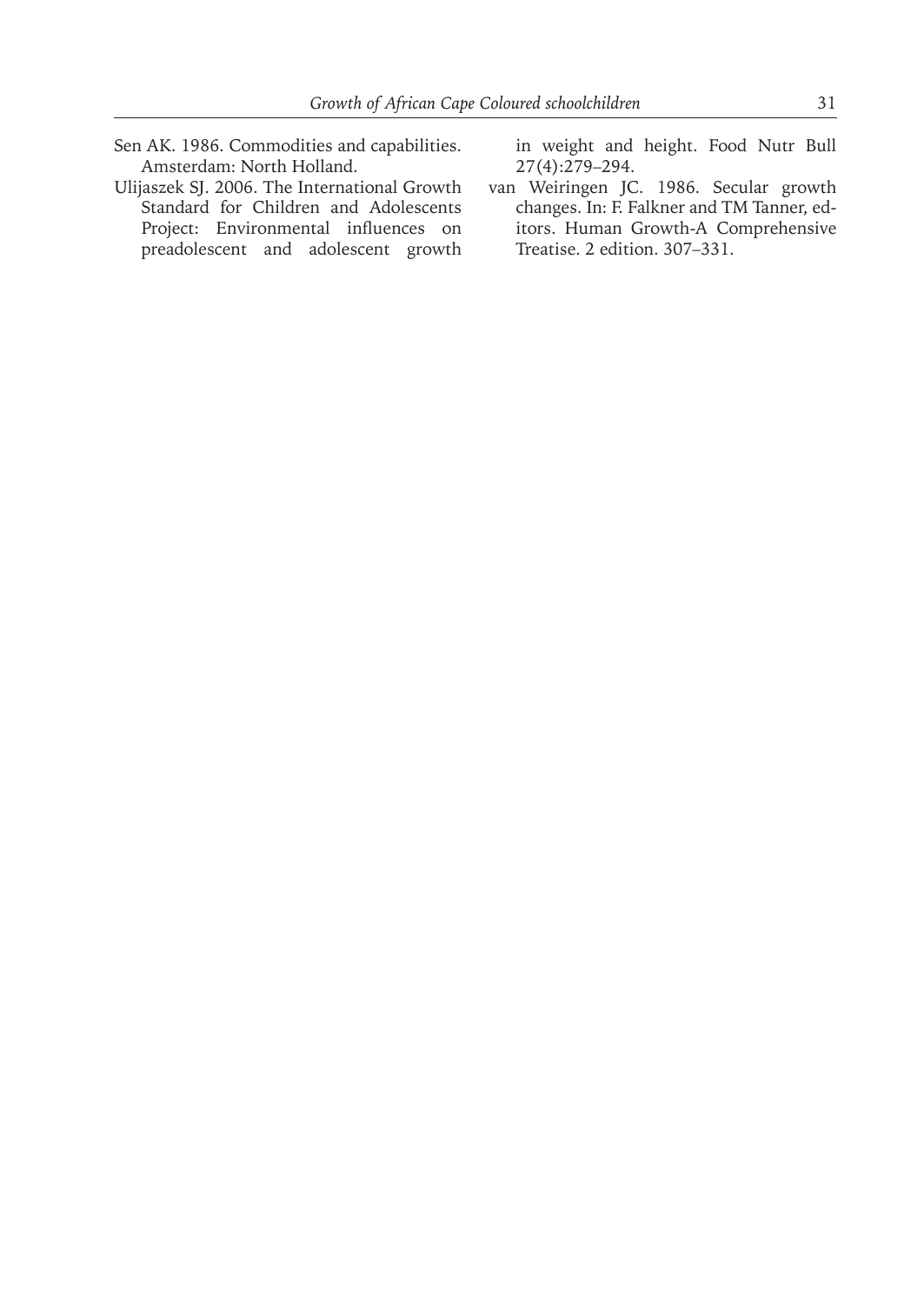Sen AK. 1986. Commodities and capabilities. Amsterdam: North Holland.

Ulijaszek SJ. 2006. The International Growth Standard for Children and Adolescents Project: Environmental influences on preadolescent and adolescent growth in weight and height. Food Nutr Bull 27(4):279–294.

van Weiringen JC. 1986. Secular growth changes. In: F. Falkner and TM Tanner, editors. Human Growth-A Comprehensive Treatise. 2 edition. 307–331.